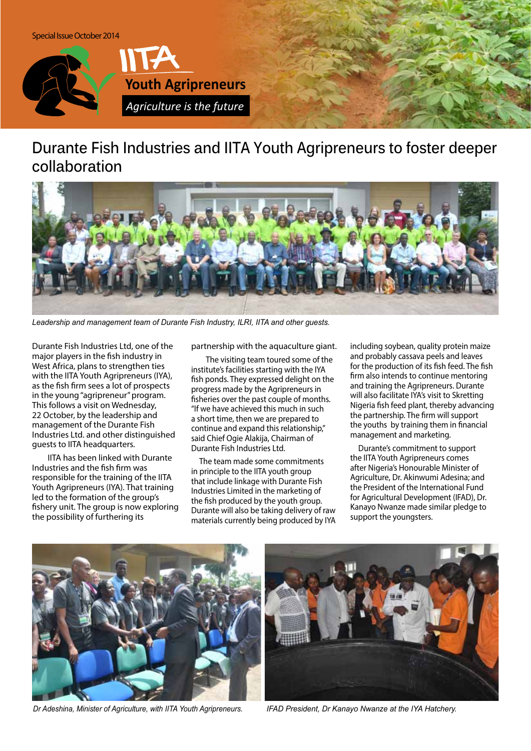Special Issue October 2014

# IITA Youth Agripreneurs

*Agriculture is the future*

## Durante Fish Industries and IITA Youth Agripreneurs to foster deeper collaboration

*Leadership and management team of Durante Fish Industry, ILRI, IITA and other guests.*

Durante Fish Industries Ltd, one of the major players in the fish industry in West Africa, plans to strengthen ties with the IITA Youth Agripreneurs (IYA), as the fish firm sees a lot of prospects in the young "agripreneur" program. This follows a visit on Wednesday, 22 October, by the leadership and management of the Durante Fish Industries Ltd. and other distinguished guests to IITA headquarters.

IITA has been linked with Durante Industries and the fish firm was responsible for the training of the IITA Youth Agripreneurs (IYA). That training led to the formation of the group's fishery unit. The group is now exploring the possibility of furthering its partnership with the aquaculture giant.

The visiting team toured some of the institute's facilities starting with the IYA fish ponds. They expressed delight on the progress made by the Agripreneurs in fisheries over the past couple of months. "If we have achieved this much in such a short time, then we are prepared to continue and expand this relationship," said Chief Ogie Alakija, Chairman of Durante Fish Industries Ltd.

The team made some commitments in principle to the IITA youth group that include linkage with Durante Fish Industries Limited in the marketing of the fish produced by the youth group. Durante will also be taking delivery of raw materials currently being produced by IYA including soybean, quality protein maize and probably cassava peels and leaves for the production of its fish feed. The fish firm also intends to continue mentoring and training the Agripreneurs. Durante will also facilitate IYA's visit to Skretting Nigeria fish feed plant, thereby advancing the partnership. The firm will support the youths by training them in financial management and marketing.

Durante's commitment to support the IITA Youth Agripreneurs comes after Nigeria's Honourable Minister of Agriculture, Dr. Akinwumi Adesina; and the President of the International Fund for Agricultural Development (IFAD), Dr. Kanayo Nwanze made similar pledge to support the youngsters.

*Dr Adeshina, Minister of Agriculture, with IITA Youth Agripreneurs.*

*IFAD President, Dr Kanayo Nwanze at the IYA Hatchery.*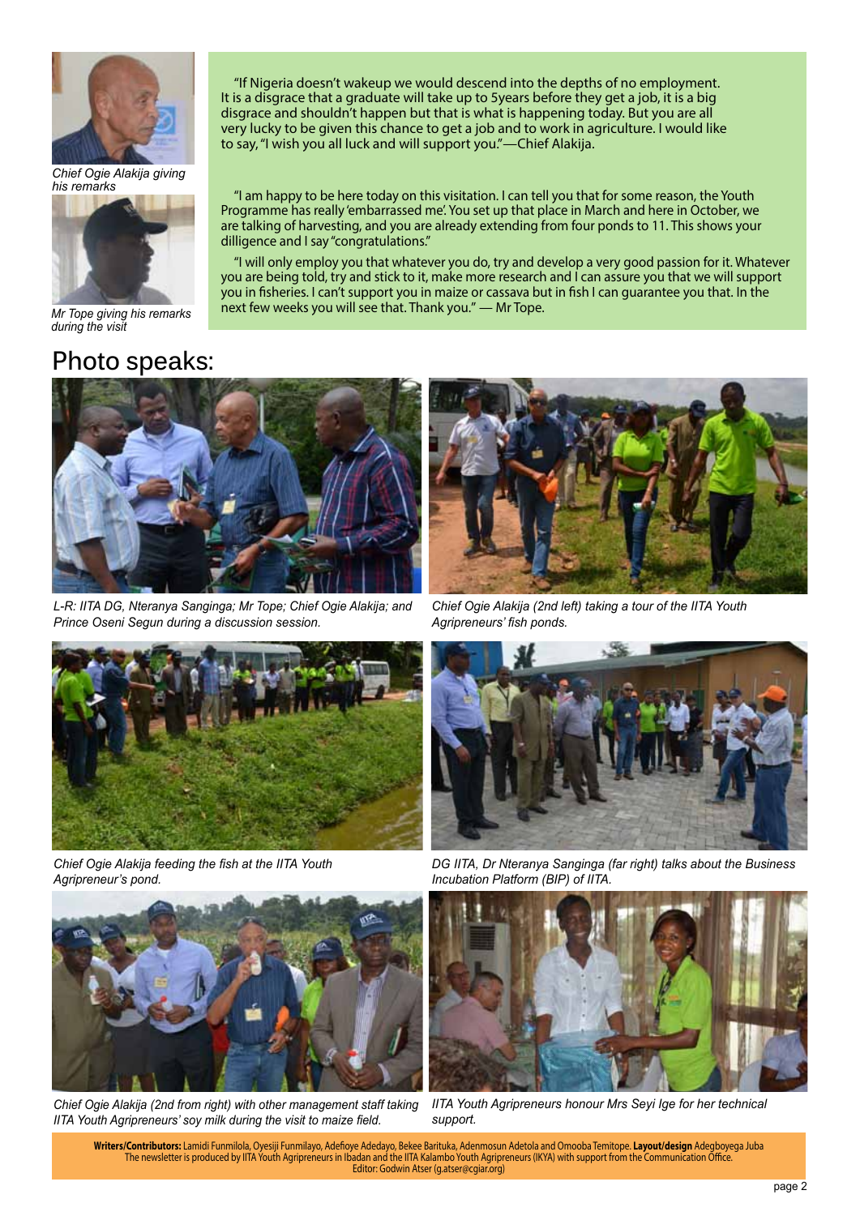*Chief Ogie Alakija giving his remarks*

*Mr Tope giving his remarks during the visit*

"If Nigeria doesn't wakeup we would descend into the depths of no employment. It is a disgrace that a graduate will take up to 5years before they get a job, it is a big disgrace and shouldn't happen but that is what is happening today. But you are all very lucky to be given this chance to get a job and to work in agriculture. I would like to say, "I wish you all luck and will support you."—Chief Alakija.

"I am happy to be here today on this visitation. I can tell you that for some reason, the Youth Programme has really 'embarrassed me'. You set up that place in March and here in October, we are talking of harvesting, and you are already extending from four ponds to 11. This shows your dilligence and I say "congratulations."

"I will only employ you that whatever you do, try and develop a very good passion for it. Whatever you are being told, try and stick to it, make more research and I can assure you that we will support you in fisheries. I can't support you in maize or cassava but in fish I can guarantee you that. In the next few weeks you will see that. Thank you." — Mr Tope.

## Photo speaks:

*L-R: IITA DG, Nteranya Sanginga; Mr Tope; Chief Ogie Alakija; and Prince Oseni Segun during a discussion session.*

*Chief Ogie Alakija (2nd left) taking a tour of the IITA Youth Agripreneurs' fish ponds.*

*Chief Ogie Alakija feeding the fish at the IITA Youth Agripreneur's pond.*

*DG IITA, Dr Nteranya Sanginga (far right) talks about the Business Incubation Platform (BIP) of IITA.*

*Chief Ogie Alakija (2nd from right) with other management staff taking IITA Youth Agripreneurs' soy milk during the visit to maize field.*

*IITA Youth Agripreneurs honour Mrs Seyi Ige for her technical support.*

**Writers/Contributors:** Lamidi Funmilola, Oyesiji Funmilayo, Adefioye Adedayo, Bekee Barituka, Adenmosun Adetola and Omooba Temitope. **Layout/design** Adegboyega Juba
The newsletter is produced by IITA Youth Agripreneurs in Ibadan and the IITA Kalambo Youth Agripreneurs (IKYA) with support from the Communication Office.
Editor: Godwin Atser (g.atser@cgiar.org)